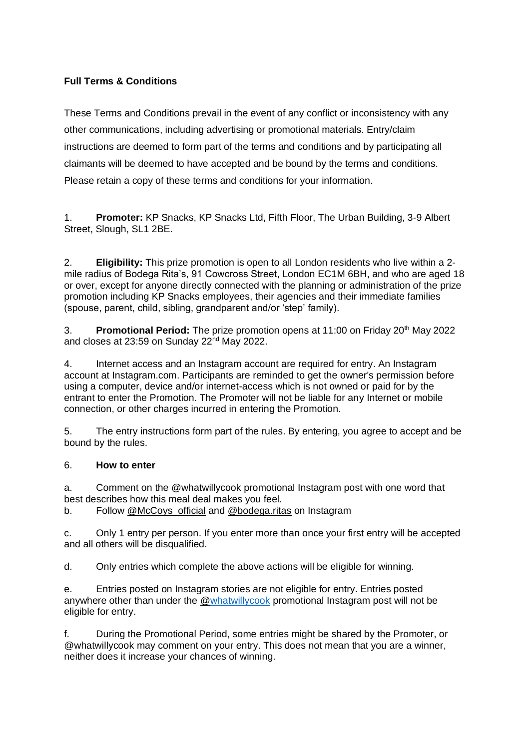**Full Terms & Conditions**

These Terms and Conditions prevail in the event of any conflict or inconsistency with any other communications, including advertising or promotional materials. Entry/claim instructions are deemed to form part of the terms and conditions and by participating all claimants will be deemed to have accepted and be bound by the terms and conditions. Please retain a copy of these terms and conditions for your information.

1. **Promoter:** KP Snacks, KP Snacks Ltd, Fifth Floor, The Urban Building, 3-9 Albert Street, Slough, SL1 2BE.

2. **Eligibility:** This prize promotion is open to all London residents who live within a 2-mile radius of Bodega Rita's, 91 Cowcross Street, London EC1M 6BH, and who are aged 18 or over, except for anyone directly connected with the planning or administration of the prize promotion including KP Snacks employees, their agencies and their immediate families (spouse, parent, child, sibling, grandparent and/or 'step' family).

3. **Promotional Period:** The prize promotion opens at 11:00 on Friday 20th May 2022 and closes at 23:59 on Sunday 22nd May 2022.

4. Internet access and an Instagram account are required for entry. An Instagram account at Instagram.com. Participants are reminded to get the owner's permission before using a computer, device and/or internet-access which is not owned or paid for by the entrant to enter the Promotion. The Promoter will not be liable for any Internet or mobile connection, or other charges incurred in entering the Promotion.

5. The entry instructions form part of the rules. By entering, you agree to accept and be bound by the rules.

6. **How to enter**

a. Comment on the @whatwillycook promotional Instagram post with one word that best describes how this meal deal makes you feel.

b. Follow @McCoys_official and @bodega.ritas on Instagram

c. Only 1 entry per person. If you enter more than once your first entry will be accepted and all others will be disqualified.

d. Only entries which complete the above actions will be eligible for winning.

e. Entries posted on Instagram stories are not eligible for entry. Entries posted anywhere other than under the @whatwillycook promotional Instagram post will not be eligible for entry.

f. During the Promotional Period, some entries might be shared by the Promoter, or @whatwillycook may comment on your entry. This does not mean that you are a winner, neither does it increase your chances of winning.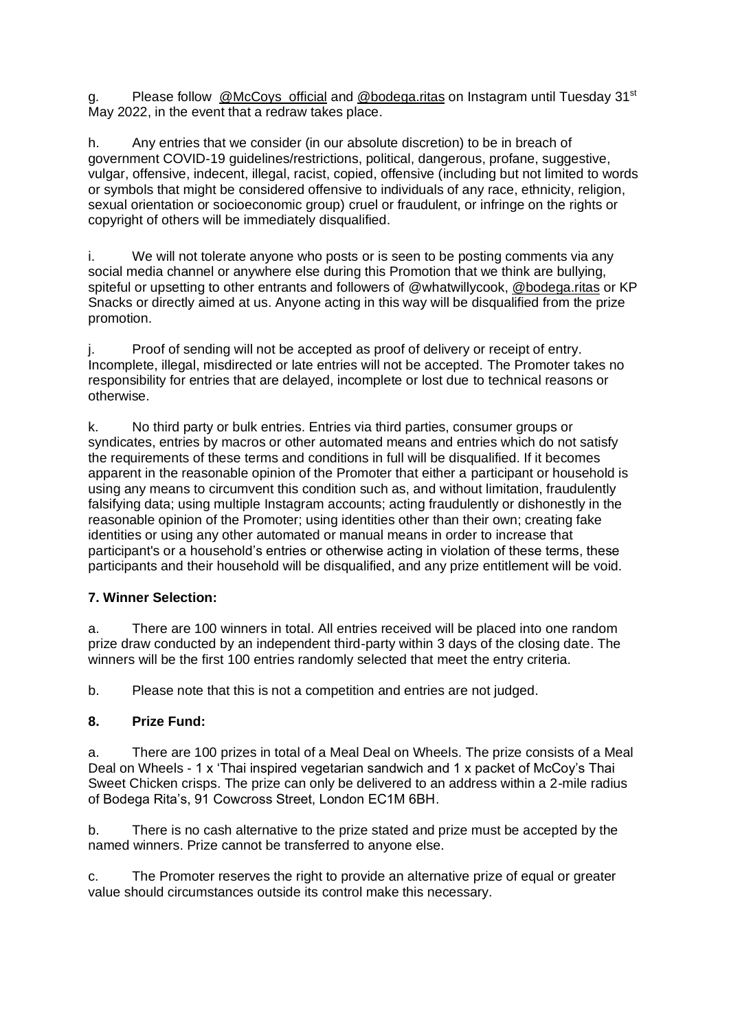g. Please follow @McCoys_official and @bodega.ritas on Instagram until Tuesday 31st May 2022, in the event that a redraw takes place.

h. Any entries that we consider (in our absolute discretion) to be in breach of government COVID-19 guidelines/restrictions, political, dangerous, profane, suggestive, vulgar, offensive, indecent, illegal, racist, copied, offensive (including but not limited to words or symbols that might be considered offensive to individuals of any race, ethnicity, religion, sexual orientation or socioeconomic group) cruel or fraudulent, or infringe on the rights or copyright of others will be immediately disqualified.

i. We will not tolerate anyone who posts or is seen to be posting comments via any social media channel or anywhere else during this Promotion that we think are bullying, spiteful or upsetting to other entrants and followers of @whatwillycook, @bodega.ritas or KP Snacks or directly aimed at us. Anyone acting in this way will be disqualified from the prize promotion.

j. Proof of sending will not be accepted as proof of delivery or receipt of entry. Incomplete, illegal, misdirected or late entries will not be accepted. The Promoter takes no responsibility for entries that are delayed, incomplete or lost due to technical reasons or otherwise.

k. No third party or bulk entries. Entries via third parties, consumer groups or syndicates, entries by macros or other automated means and entries which do not satisfy the requirements of these terms and conditions in full will be disqualified. If it becomes apparent in the reasonable opinion of the Promoter that either a participant or household is using any means to circumvent this condition such as, and without limitation, fraudulently falsifying data; using multiple Instagram accounts; acting fraudulently or dishonestly in the reasonable opinion of the Promoter; using identities other than their own; creating fake identities or using any other automated or manual means in order to increase that participant's or a household's entries or otherwise acting in violation of these terms, these participants and their household will be disqualified, and any prize entitlement will be void.

### 7. Winner Selection:

a. There are 100 winners in total. All entries received will be placed into one random prize draw conducted by an independent third-party within 3 days of the closing date. The winners will be the first 100 entries randomly selected that meet the entry criteria.

b. Please note that this is not a competition and entries are not judged.

### 8. Prize Fund:

a. There are 100 prizes in total of a Meal Deal on Wheels. The prize consists of a Meal Deal on Wheels - 1 x 'Thai inspired vegetarian sandwich and 1 x packet of McCoy's Thai Sweet Chicken crisps. The prize can only be delivered to an address within a 2-mile radius of Bodega Rita's, 91 Cowcross Street, London EC1M 6BH.

b. There is no cash alternative to the prize stated and prize must be accepted by the named winners. Prize cannot be transferred to anyone else.

c. The Promoter reserves the right to provide an alternative prize of equal or greater value should circumstances outside its control make this necessary.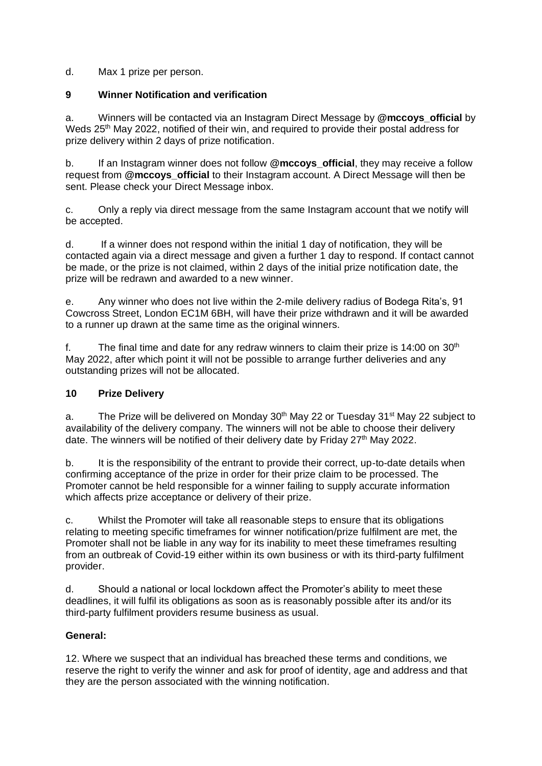d. Max 1 prize per person.

## 9 Winner Notification and verification

a. Winners will be contacted via an Instagram Direct Message by **@mccoys_official** by Weds 25th May 2022, notified of their win, and required to provide their postal address for prize delivery within 2 days of prize notification.

b. If an Instagram winner does not follow **@mccoys_official**, they may receive a follow request from **@mccoys_official** to their Instagram account. A Direct Message will then be sent. Please check your Direct Message inbox.

c. Only a reply via direct message from the same Instagram account that we notify will be accepted.

d. If a winner does not respond within the initial 1 day of notification, they will be contacted again via a direct message and given a further 1 day to respond. If contact cannot be made, or the prize is not claimed, within 2 days of the initial prize notification date, the prize will be redrawn and awarded to a new winner.

e. Any winner who does not live within the 2-mile delivery radius of Bodega Rita's, 91 Cowcross Street, London EC1M 6BH, will have their prize withdrawn and it will be awarded to a runner up drawn at the same time as the original winners.

f. The final time and date for any redraw winners to claim their prize is 14:00 on 30th May 2022, after which point it will not be possible to arrange further deliveries and any outstanding prizes will not be allocated.

## 10 Prize Delivery

a. The Prize will be delivered on Monday 30th May 22 or Tuesday 31st May 22 subject to availability of the delivery company. The winners will not be able to choose their delivery date. The winners will be notified of their delivery date by Friday 27th May 2022.

b. It is the responsibility of the entrant to provide their correct, up-to-date details when confirming acceptance of the prize in order for their prize claim to be processed. The Promoter cannot be held responsible for a winner failing to supply accurate information which affects prize acceptance or delivery of their prize.

c. Whilst the Promoter will take all reasonable steps to ensure that its obligations relating to meeting specific timeframes for winner notification/prize fulfilment are met, the Promoter shall not be liable in any way for its inability to meet these timeframes resulting from an outbreak of Covid-19 either within its own business or with its third-party fulfilment provider.

d. Should a national or local lockdown affect the Promoter's ability to meet these deadlines, it will fulfil its obligations as soon as is reasonably possible after its and/or its third-party fulfilment providers resume business as usual.

## General:

12. Where we suspect that an individual has breached these terms and conditions, we reserve the right to verify the winner and ask for proof of identity, age and address and that they are the person associated with the winning notification.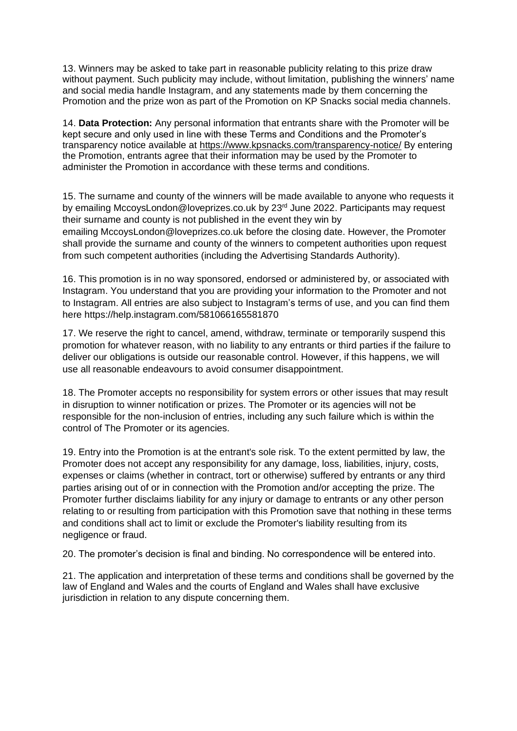13. Winners may be asked to take part in reasonable publicity relating to this prize draw without payment. Such publicity may include, without limitation, publishing the winners' name and social media handle Instagram, and any statements made by them concerning the Promotion and the prize won as part of the Promotion on KP Snacks social media channels.

14. **Data Protection:** Any personal information that entrants share with the Promoter will be kept secure and only used in line with these Terms and Conditions and the Promoter's transparency notice available at https://www.kpsnacks.com/transparency-notice/ By entering the Promotion, entrants agree that their information may be used by the Promoter to administer the Promotion in accordance with these terms and conditions.

15. The surname and county of the winners will be made available to anyone who requests it by emailing MccoysLondon@loveprizes.co.uk by 23rd June 2022. Participants may request their surname and county is not published in the event they win by emailing MccoysLondon@loveprizes.co.uk before the closing date. However, the Promoter shall provide the surname and county of the winners to competent authorities upon request from such competent authorities (including the Advertising Standards Authority).

16. This promotion is in no way sponsored, endorsed or administered by, or associated with Instagram. You understand that you are providing your information to the Promoter and not to Instagram. All entries are also subject to Instagram's terms of use, and you can find them here https://help.instagram.com/581066165581870

17. We reserve the right to cancel, amend, withdraw, terminate or temporarily suspend this promotion for whatever reason, with no liability to any entrants or third parties if the failure to deliver our obligations is outside our reasonable control. However, if this happens, we will use all reasonable endeavours to avoid consumer disappointment.

18. The Promoter accepts no responsibility for system errors or other issues that may result in disruption to winner notification or prizes. The Promoter or its agencies will not be responsible for the non-inclusion of entries, including any such failure which is within the control of The Promoter or its agencies.

19. Entry into the Promotion is at the entrant's sole risk. To the extent permitted by law, the Promoter does not accept any responsibility for any damage, loss, liabilities, injury, costs, expenses or claims (whether in contract, tort or otherwise) suffered by entrants or any third parties arising out of or in connection with the Promotion and/or accepting the prize. The Promoter further disclaims liability for any injury or damage to entrants or any other person relating to or resulting from participation with this Promotion save that nothing in these terms and conditions shall act to limit or exclude the Promoter's liability resulting from its negligence or fraud.

20. The promoter's decision is final and binding. No correspondence will be entered into.

21. The application and interpretation of these terms and conditions shall be governed by the law of England and Wales and the courts of England and Wales shall have exclusive jurisdiction in relation to any dispute concerning them.